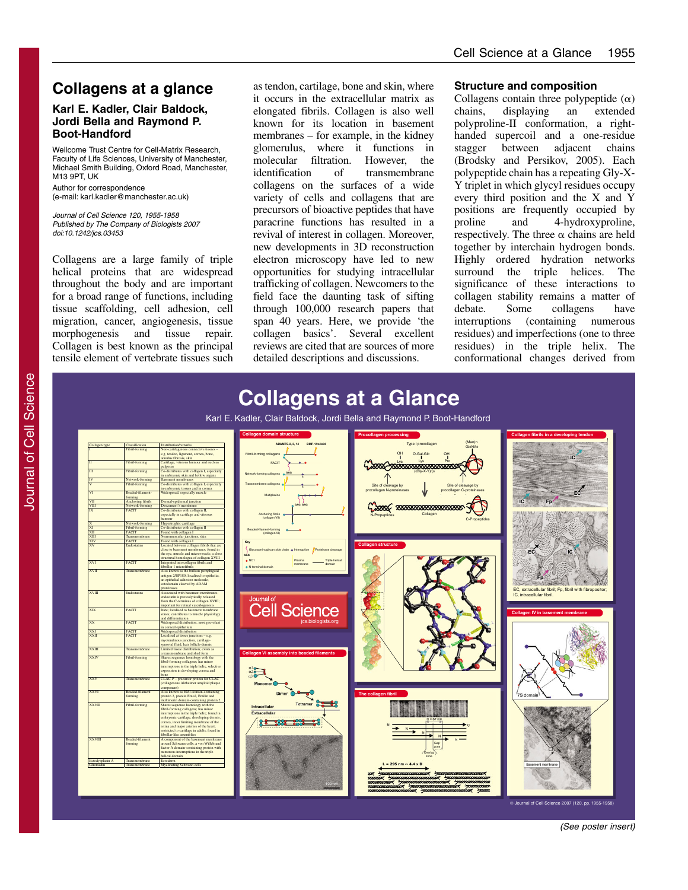# Collagens at a glance

## Karl E. Kadler, Clair Baldock, Jordi Bella and Raymond P. Boot-Handford

Wellcome Trust Centre for Cell-Matrix Research, Faculty of Life Sciences, University of Manchester, Michael Smith Building, Oxford Road, Manchester, M13 9PT, UK

Author for correspondence (e-mail: karl.kadler@manchester.ac.uk)

*Journal of Cell Science 120, 1955-1958 Published by The Company of Biologists 2007 doi:10.1242/jcs.03453*

Collagens are a large family of triple helical proteins that are widespread throughout the body and are important for a broad range of functions, including tissue scaffolding, cell adhesion, cell migration, cancer, angiogenesis, tissue morphogenesis and tissue repair. Collagen is best known as the principal tensile element of vertebrate tissues such as tendon, cartilage, bone and skin, where it occurs in the extracellular matrix as elongated fibrils. Collagen is also well known for its location in basement membranes – for example, in the kidney glomerulus, where it functions in molecular filtration. However, the identification of transmembrane collagens on the surfaces of a wide variety of cells and collagens that are precursors of bioactive peptides that have paracrine functions has resulted in a revival of interest in collagen. Moreover, new developments in 3D reconstruction electron microscopy have led to new opportunities for studying intracellular trafficking of collagen. Newcomers to the field face the daunting task of sifting through 100,000 research papers that span 40 years. Here, we provide 'the collagen basics'. Several excellent reviews are cited that are sources of more detailed descriptions and discussions.

### Structure and composition

Collagens contain three polypeptide (α) chains, displaying an extended polyproline-II conformation, a right-handed supercoil and a one-residue stagger between adjacent chains (Brodsky and Persikov, 2005). Each polypeptide chain has a repeating Gly-X-Y triplet in which glycyl residues occupy every third position and the X and Y positions are frequently occupied by proline and 4-hydroxyproline, respectively. The three α chains are held together by interchain hydrogen bonds. Highly ordered hydration networks surround the triple helices. The significance of these interactions to collagen stability remains a matter of debate. Some collagens have interruptions (containing numerous residues) and imperfections (one to three residues) in the triple helix. The conformational changes derived from

(See poster insert)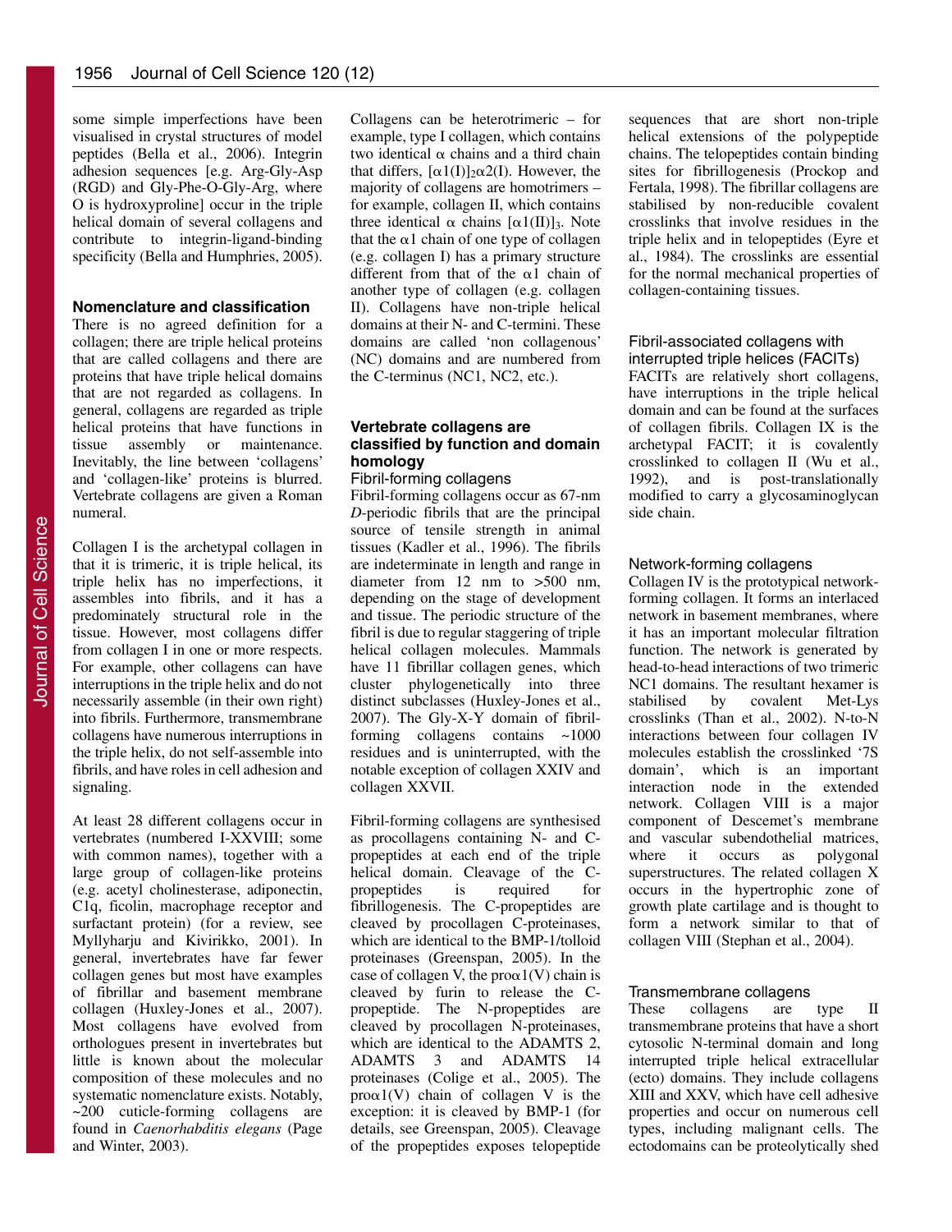some simple imperfections have been visualised in crystal structures of model peptides (Bella et al., 2006). Integrin adhesion sequences [e.g. Arg-Gly-Asp (RGD) and Gly-Phe-O-Gly-Arg, where O is hydroxyproline] occur in the triple helical domain of several collagens and contribute to integrin-ligand-binding specificity (Bella and Humphries, 2005).

## Nomenclature and classification

There is no agreed definition for a collagen; there are triple helical proteins that are called collagens and there are proteins that have triple helical domains that are not regarded as collagens. In general, collagens are regarded as triple helical proteins that have functions in tissue assembly or maintenance. Inevitably, the line between 'collagens' and 'collagen-like' proteins is blurred. Vertebrate collagens are given a Roman numeral.

Collagen I is the archetypal collagen in that it is trimeric, it is triple helical, its triple helix has no imperfections, it assembles into fibrils, and it has a predominately structural role in the tissue. However, most collagens differ from collagen I in one or more respects. For example, other collagens can have interruptions in the triple helix and do not necessarily assemble (in their own right) into fibrils. Furthermore, transmembrane collagens have numerous interruptions in the triple helix, do not self-assemble into fibrils, and have roles in cell adhesion and signaling.

At least 28 different collagens occur in vertebrates (numbered I-XXVIII; some with common names), together with a large group of collagen-like proteins (e.g. acetyl cholinesterase, adiponectin, C1q, ficolin, macrophage receptor and surfactant protein) (for a review, see Myllyharju and Kivirikko, 2001). In general, invertebrates have far fewer collagen genes but most have examples of fibrillar and basement membrane collagen (Huxley-Jones et al., 2007). Most collagens have evolved from orthologues present in invertebrates but little is known about the molecular composition of these molecules and no systematic nomenclature exists. Notably, ~200 cuticle-forming collagens are found in *Caenorhabditis elegans* (Page and Winter, 2003).

Collagens can be heterotrimeric – for example, type I collagen, which contains two identical α chains and a third chain that differs, $[\alpha1(I)]_2\alpha2(I)$. However, the majority of collagens are homotrimers – for example, collagen II, which contains three identical α chains $[\alpha1(II)]_3$. Note that the α1 chain of one type of collagen (e.g. collagen I) has a primary structure different from that of the α1 chain of another type of collagen (e.g. collagen II). Collagens have non-triple helical domains at their N- and C-termini. These domains are called 'non collagenous' (NC) domains and are numbered from the C-terminus (NC1, NC2, etc.).

## Vertebrate collagens are classified by function and domain homology

### Fibril-forming collagens

Fibril-forming collagens occur as 67-nm *D*-periodic fibrils that are the principal source of tensile strength in animal tissues (Kadler et al., 1996). The fibrils are indeterminate in length and range in diameter from 12 nm to >500 nm, depending on the stage of development and tissue. The periodic structure of the fibril is due to regular staggering of triple helical collagen molecules. Mammals have 11 fibrillar collagen genes, which cluster phylogenetically into three distinct subclasses (Huxley-Jones et al., 2007). The Gly-X-Y domain of fibril-forming collagens contains ~1000 residues and is uninterrupted, with the notable exception of collagen XXIV and collagen XXVII.

Fibril-forming collagens are synthesised as procollagens containing N- and C-propeptides at each end of the triple helical domain. Cleavage of the C-propeptides is required for fibrillogenesis. The C-propeptides are cleaved by procollagen C-proteinases, which are identical to the BMP-1/tolloid proteinases (Greenspan, 2005). In the case of collagen V, the proα1(V) chain is cleaved by furin to release the C-propeptide. The N-propeptides are cleaved by procollagen N-proteinases, which are identical to the ADAMTS 2, ADAMTS 3 and ADAMTS 14 proteinases (Colige et al., 2005). The proα1(V) chain of collagen V is the exception: it is cleaved by BMP-1 (for details, see Greenspan, 2005). Cleavage of the propeptides exposes telopeptide sequences that are short non-triple helical extensions of the polypeptide chains. The telopeptides contain binding sites for fibrillogenesis (Prockop and Fertala, 1998). The fibrillar collagens are stabilised by non-reducible covalent crosslinks that involve residues in the triple helix and in telopeptides (Eyre et al., 1984). The crosslinks are essential for the normal mechanical properties of collagen-containing tissues.

### Fibril-associated collagens with interrupted triple helices (FACITs)

FACITs are relatively short collagens, have interruptions in the triple helical domain and can be found at the surfaces of collagen fibrils. Collagen IX is the archetypal FACIT; it is covalently crosslinked to collagen II (Wu et al., 1992), and is post-translationally modified to carry a glycosaminoglycan side chain.

### Network-forming collagens

Collagen IV is the prototypical network-forming collagen. It forms an interlaced network in basement membranes, where it has an important molecular filtration function. The network is generated by head-to-head interactions of two trimeric NC1 domains. The resultant hexamer is stabilised by covalent Met-Lys crosslinks (Than et al., 2002). N-to-N interactions between four collagen IV molecules establish the crosslinked '7S domain', which is an important interaction node in the extended network. Collagen VIII is a major component of Descemet's membrane and vascular subendothelial matrices, where it occurs as polygonal superstructures. The related collagen X occurs in the hypertrophic zone of growth plate cartilage and is thought to form a network similar to that of collagen VIII (Stephan et al., 2004).

### Transmembrane collagens

These collagens are type II transmembrane proteins that have a short cytosolic N-terminal domain and long interrupted triple helical extracellular (ecto) domains. They include collagens XIII and XXV, which have cell adhesive properties and occur on numerous cell types, including malignant cells. The ectodomains can be proteolytically shed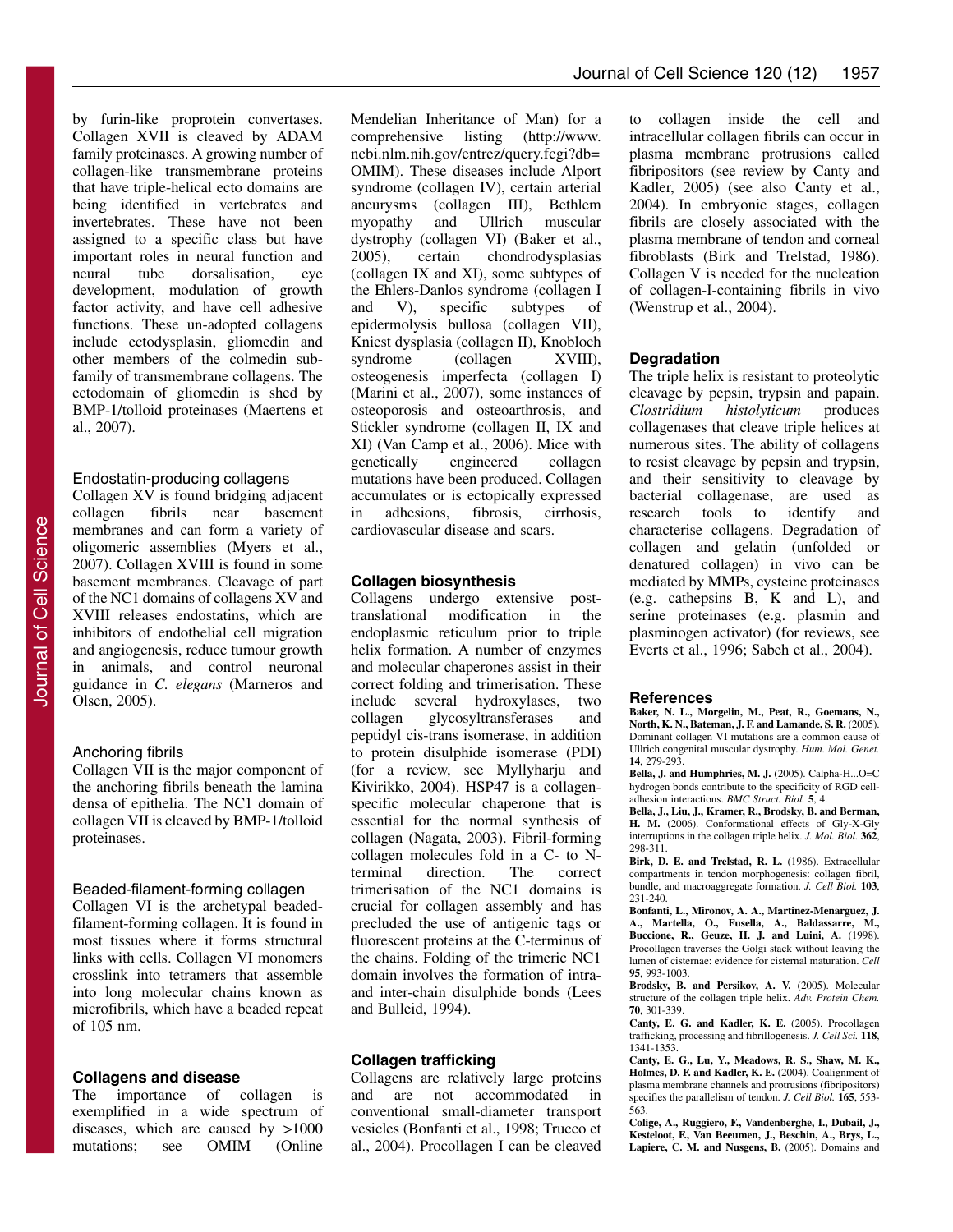by furin-like proprotein convertases. Collagen XVII is cleaved by ADAM family proteinases. A growing number of collagen-like transmembrane proteins that have triple-helical ecto domains are being identified in vertebrates and invertebrates. These have not been assigned to a specific class but have important roles in neural function and neural tube dorsalisation, eye development, modulation of growth factor activity, and have cell adhesive functions. These un-adopted collagens include ectodysplasin, gliomedin and other members of the colmedin sub-family of transmembrane collagens. The ectodomain of gliomedin is shed by BMP-1/tolloid proteinases (Maertens et al., 2007).

### Endostatin-producing collagens

Collagen XV is found bridging adjacent collagen fibrils near basement membranes and can form a variety of oligomeric assemblies (Myers et al., 2007). Collagen XVIII is found in some basement membranes. Cleavage of part of the NC1 domains of collagens XV and XVIII releases endostatins, which are inhibitors of endothelial cell migration and angiogenesis, reduce tumour growth in animals, and control neuronal guidance in *C. elegans* (Marneros and Olsen, 2005).

### Anchoring fibrils

Collagen VII is the major component of the anchoring fibrils beneath the lamina densa of epithelia. The NC1 domain of collagen VII is cleaved by BMP-1/tolloid proteinases.

### Beaded-filament-forming collagen

Collagen VI is the archetypal beaded-filament-forming collagen. It is found in most tissues where it forms structural links with cells. Collagen VI monomers crosslink into tetramers that assemble into long molecular chains known as microfibrils, which have a beaded repeat of 105 nm.

## Collagens and disease

The importance of collagen is exemplified in a wide spectrum of diseases, which are caused by >1000 mutations; see OMIM (Online Mendelian Inheritance of Man) for a comprehensive listing (http://www.ncbi.nlm.nih.gov/entrez/query.fcgi?db=OMIM). These diseases include Alport syndrome (collagen IV), certain arterial aneurysms (collagen III), Bethlem myopathy and Ullrich muscular dystrophy (collagen VI) (Baker et al., 2005), certain chondrodysplasias (collagen IX and XI), some subtypes of the Ehlers-Danlos syndrome (collagen I and V), specific subtypes of epidermolysis bullosa (collagen VII), Kniest dysplasia (collagen II), Knobloch syndrome (collagen XVIII), osteogenesis imperfecta (collagen I) (Marini et al., 2007), some instances of osteoporosis and osteoarthrosis, and Stickler syndrome (collagen II, IX and XI) (Van Camp et al., 2006). Mice with genetically engineered collagen mutations have been produced. Collagen accumulates or is ectopically expressed in adhesions, fibrosis, cirrhosis, cardiovascular disease and scars.

## Collagen biosynthesis

Collagens undergo extensive post-translational modification in the endoplasmic reticulum prior to triple helix formation. A number of enzymes and molecular chaperones assist in their correct folding and trimerisation. These include several hydroxylases, two collagen glycosyltransferases and peptidyl cis-trans isomerase, in addition to protein disulphide isomerase (PDI) (for a review, see Myllyharju and Kivirikko, 2004). HSP47 is a collagen-specific molecular chaperone that is essential for the normal synthesis of collagen (Nagata, 2003). Fibril-forming collagen molecules fold in a C- to N-terminal direction. The correct trimerisation of the NC1 domains is crucial for collagen assembly and has precluded the use of antigenic tags or fluorescent proteins at the C-terminus of the chains. Folding of the trimeric NC1 domain involves the formation of intra- and inter-chain disulphide bonds (Lees and Bulleid, 1994).

## Collagen trafficking

Collagens are relatively large proteins and are not accommodated in conventional small-diameter transport vesicles (Bonfanti et al., 1998; Trucco et al., 2004). Procollagen I can be cleaved to collagen inside the cell and intracellular collagen fibrils can occur in plasma membrane protrusions called fibripositors (see review by Canty and Kadler, 2005) (see also Canty et al., 2004). In embryonic stages, collagen fibrils are closely associated with the plasma membrane of tendon and corneal fibroblasts (Birk and Trelstad, 1986). Collagen V is needed for the nucleation of collagen-I-containing fibrils in vivo (Wenstrup et al., 2004).

## Degradation

The triple helix is resistant to proteolytic cleavage by pepsin, trypsin and papain. *Clostridium histolyticum* produces collagenases that cleave triple helices at numerous sites. The ability of collagens to resist cleavage by pepsin and trypsin, and their sensitivity to cleavage by bacterial collagenase, are used as research tools to identify and characterise collagens. Degradation of collagen and gelatin (unfolded or denatured collagen) in vivo can be mediated by MMPs, cysteine proteinases (e.g. cathepsins B, K and L), and serine proteinases (e.g. plasmin and plasminogen activator) (for reviews, see Everts et al., 1996; Sabeh et al., 2004).

## References

**Baker, N. L., Morgelin, M., Peat, R., Goemans, N., North, K. N., Bateman, J. F. and Lamande, S. R.** (2005). Dominant collagen VI mutations are a common cause of Ullrich congenital muscular dystrophy. *Hum. Mol. Genet.* **14**, 279-293.

**Bella, J. and Humphries, M. J.** (2005). Calpha-H...O=C hydrogen bonds contribute to the specificity of RGD cell-adhesion interactions. *BMC Struct. Biol.* **5**, 4.

**Bella, J., Liu, J., Kramer, R., Brodsky, B. and Berman, H. M.** (2006). Conformational effects of Gly-X-Gly interruptions in the collagen triple helix. *J. Mol. Biol.* **362**, 298-311.

**Birk, D. E. and Trelstad, R. L.** (1986). Extracellular compartments in tendon morphogenesis: collagen fibril, bundle, and macroaggregate formation. *J. Cell Biol.* **103**, 231-240.

**Bonfanti, L., Mironov, A. A., Martinez-Menarguez, J. A., Martella, O., Fusella, A., Baldassarre, M., Buccione, R., Geuze, H. J. and Luini, A.** (1998). Procollagen traverses the Golgi stack without leaving the lumen of cisternae: evidence for cisternal maturation. *Cell* **95**, 993-1003.

**Brodsky, B. and Persikov, A. V.** (2005). Molecular structure of the collagen triple helix. *Adv. Protein Chem.* **70**, 301-339.

**Canty, E. G. and Kadler, K. E.** (2005). Procollagen trafficking, processing and fibrillogenesis. *J. Cell Sci.* **118**, 1341-1353.

**Canty, E. G., Lu, Y., Meadows, R. S., Shaw, M. K., Holmes, D. F. and Kadler, K. E.** (2004). Coalignment of plasma membrane channels and protrusions (fibripositors) specifies the parallelism of tendon. *J. Cell Biol.* **165**, 553-563.

**Colige, A., Ruggiero, F., Vandenberghe, I., Dubail, J., Kesteloot, F., Van Beeumen, J., Beschin, A., Brys, L., Lapiere, C. M. and Nusgens, B.** (2005). Domains and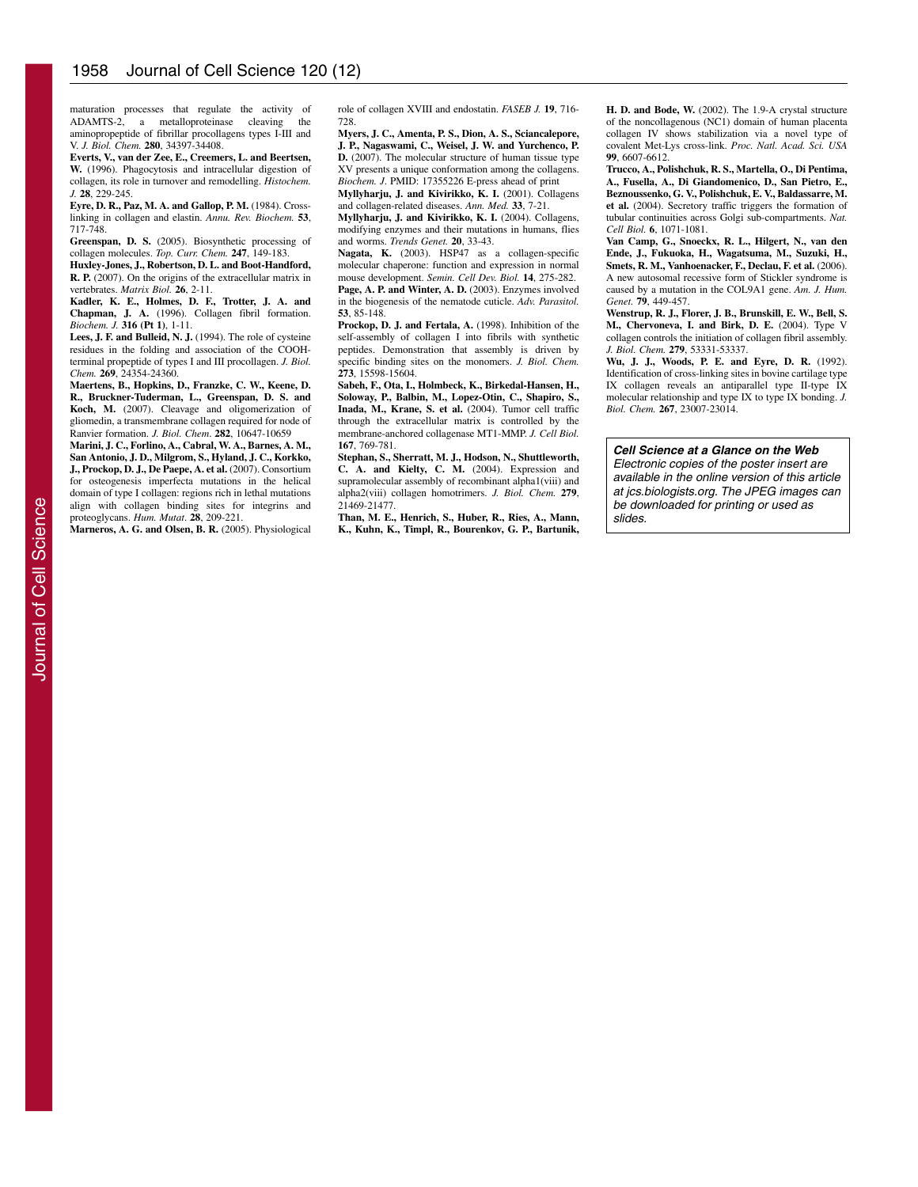maturation processes that regulate the activity of ADAMTS-2, a metalloproteinase cleaving the aminopropeptide of fibrillar procollagens types I-III and V. *J. Biol. Chem.* **280**, 34397-34408.

**Everts, V., van der Zee, E., Creemers, L. and Beertsen, W.** (1996). Phagocytosis and intracellular digestion of collagen, its role in turnover and remodelling. *Histochem. J.* **28**, 229-245.

**Eyre, D. R., Paz, M. A. and Gallop, P. M.** (1984). Cross-linking in collagen and elastin. *Annu. Rev. Biochem.* **53**, 717-748.

**Greenspan, D. S.** (2005). Biosynthetic processing of collagen molecules. *Top. Curr. Chem.* **247**, 149-183.

**Huxley-Jones, J., Robertson, D. L. and Boot-Handford, R. P.** (2007). On the origins of the extracellular matrix in vertebrates. *Matrix Biol.* **26**, 2-11.

**Kadler, K. E., Holmes, D. F., Trotter, J. A. and Chapman, J. A.** (1996). Collagen fibril formation. *Biochem. J.* **316 (Pt 1)**, 1-11.

**Lees, J. F. and Bulleid, N. J.** (1994). The role of cysteine residues in the folding and association of the COOH-terminal propeptide of types I and III procollagen. *J. Biol. Chem.* **269**, 24354-24360.

**Maertens, B., Hopkins, D., Franzke, C. W., Keene, D. R., Bruckner-Tuderman, L., Greenspan, D. S. and Koch, M.** (2007). Cleavage and oligomerization of gliomedin, a transmembrane collagen required for node of Ranvier formation. *J. Biol. Chem*. **282**, 10647-10659

**Marini, J. C., Forlino, A., Cabral, W. A., Barnes, A. M., San Antonio, J. D., Milgrom, S., Hyland, J. C., Korkko, J., Prockop, D. J., De Paepe, A. et al.** (2007). Consortium for osteogenesis imperfecta mutations in the helical domain of type I collagen: regions rich in lethal mutations align with collagen binding sites for integrins and proteoglycans. *Hum. Mutat*. **28**, 209-221.

**Marneros, A. G. and Olsen, B. R.** (2005). Physiological role of collagen XVIII and endostatin. *FASEB J.* **19**, 716-728.

**Myers, J. C., Amenta, P. S., Dion, A. S., Sciancalepore, J. P., Nagaswami, C., Weisel, J. W. and Yurchenco, P. D.** (2007). The molecular structure of human tissue type XV presents a unique conformation among the collagens. *Biochem. J*. PMID: 17355226 E-press ahead of print

**Myllyharju, J. and Kivirikko, K. I.** (2001). Collagens and collagen-related diseases. *Ann. Med.* **33**, 7-21.

**Myllyharju, J. and Kivirikko, K. I.** (2004). Collagens, modifying enzymes and their mutations in humans, flies and worms. *Trends Genet.* **20**, 33-43.

**Nagata, K.** (2003). HSP47 as a collagen-specific molecular chaperone: function and expression in normal mouse development. *Semin. Cell Dev. Biol.* **14**, 275-282.

**Page, A. P. and Winter, A. D.** (2003). Enzymes involved in the biogenesis of the nematode cuticle. *Adv. Parasitol.* **53**, 85-148.

**Prockop, D. J. and Fertala, A.** (1998). Inhibition of the self-assembly of collagen I into fibrils with synthetic peptides. Demonstration that assembly is driven by specific binding sites on the monomers. *J. Biol. Chem.* **273**, 15598-15604.

**Sabeh, F., Ota, I., Holmbeck, K., Birkedal-Hansen, H., Soloway, P., Balbin, M., Lopez-Otin, C., Shapiro, S., Inada, M., Krane, S. et al.** (2004). Tumor cell traffic through the extracellular matrix is controlled by the membrane-anchored collagenase MT1-MMP. *J. Cell Biol.* **167**, 769-781.

**Stephan, S., Sherratt, M. J., Hodson, N., Shuttleworth, C. A. and Kielty, C. M.** (2004). Expression and supramolecular assembly of recombinant alpha1(viii) and alpha2(viii) collagen homotrimers. *J. Biol. Chem.* **279**, 21469-21477.

**Than, M. E., Henrich, S., Huber, R., Ries, A., Mann, K., Kuhn, K., Timpl, R., Bourenkov, G. P., Bartunik, H. D. and Bode, W.** (2002). The 1.9-A crystal structure of the noncollagenous (NC1) domain of human placenta collagen IV shows stabilization via a novel type of covalent Met-Lys cross-link. *Proc. Natl. Acad. Sci. USA* **99**, 6607-6612.

**Trucco, A., Polishchuk, R. S., Martella, O., Di Pentima, A., Fusella, A., Di Giandomenico, D., San Pietro, E., Beznoussenko, G. V., Polishchuk, E. V., Baldassarre, M. et al.** (2004). Secretory traffic triggers the formation of tubular continuities across Golgi sub-compartments. *Nat. Cell Biol.* **6**, 1071-1081.

**Van Camp, G., Snoeckx, R. L., Hilgert, N., van den Ende, J., Fukuoka, H., Wagatsuma, M., Suzuki, H., Smets, R. M., Vanhoenacker, F., Declau, F. et al.** (2006). A new autosomal recessive form of Stickler syndrome is caused by a mutation in the COL9A1 gene. *Am. J. Hum. Genet.* **79**, 449-457.

**Wenstrup, R. J., Florer, J. B., Brunskill, E. W., Bell, S. M., Chervoneva, I. and Birk, D. E.** (2004). Type V collagen controls the initiation of collagen fibril assembly. *J. Biol. Chem.* **279**, 53331-53337.

**Wu, J. J., Woods, P. E. and Eyre, D. R.** (1992). Identification of cross-linking sites in bovine cartilage type IX collagen reveals an antiparallel type II-type IX molecular relationship and type IX to type IX bonding. *J. Biol. Chem.* **267**, 23007-23014.

***Cell Science at a Glance on the Web***
*Electronic copies of the poster insert are available in the online version of this article at jcs.biologists.org. The JPEG images can be downloaded for printing or used as slides.*